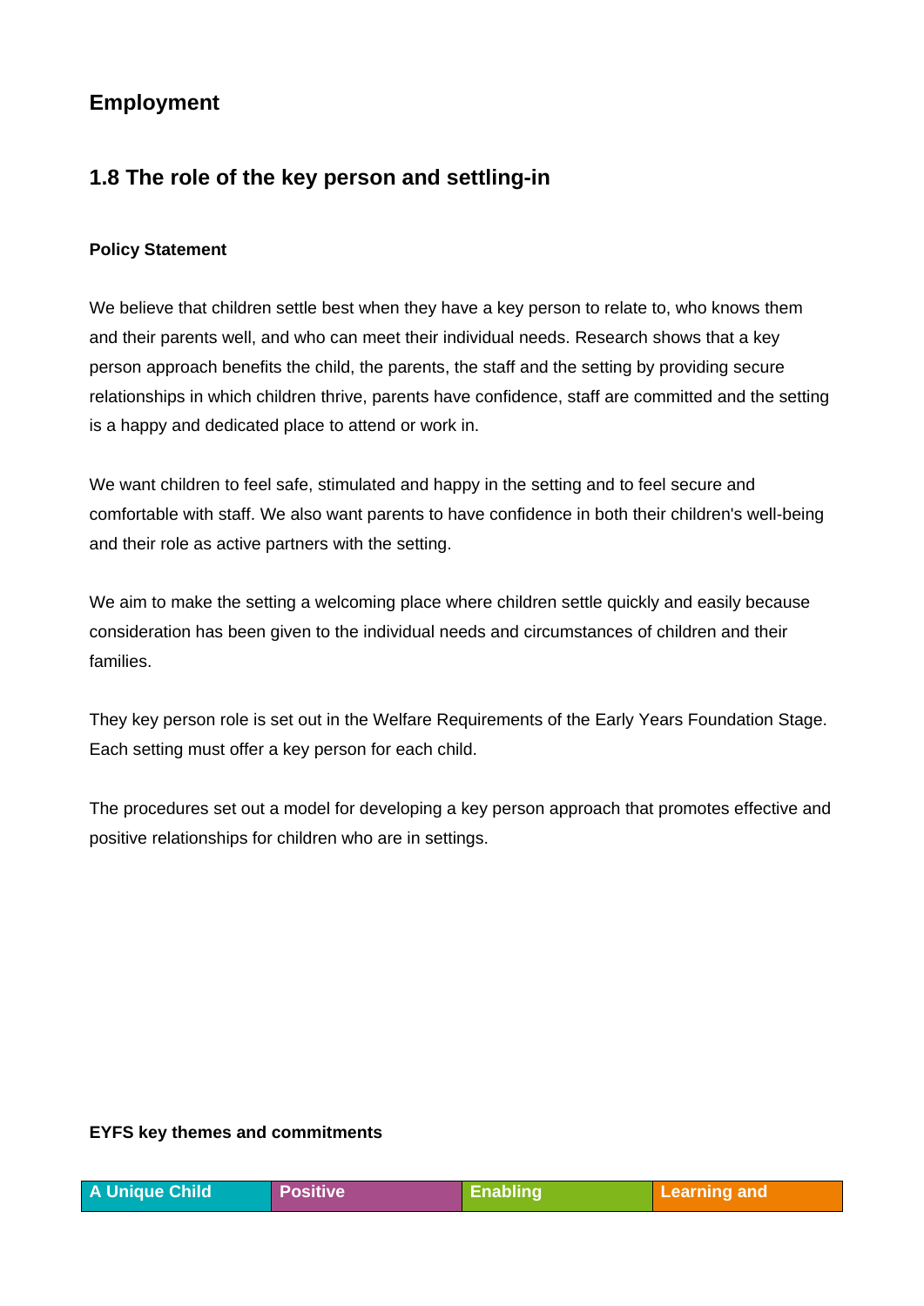## Employment

## 1.8 The role of the key person and settling-in

**Policy Statement**

We believe that children settle best when they have a key person to relate to, who knows them and their parents well, and who can meet their individual needs. Research shows that a key person approach benefits the child, the parents, the staff and the setting by providing secure relationships in which children thrive, parents have confidence, staff are committed and the setting is a happy and dedicated place to attend or work in.

We want children to feel safe, stimulated and happy in the setting and to feel secure and comfortable with staff. We also want parents to have confidence in both their children's well-being and their role as active partners with the setting.

We aim to make the setting a welcoming place where children settle quickly and easily because consideration has been given to the individual needs and circumstances of children and their families.

They key person role is set out in the Welfare Requirements of the Early Years Foundation Stage. Each setting must offer a key person for each child.

The procedures set out a model for developing a key person approach that promotes effective and positive relationships for children who are in settings.

**EYFS key themes and commitments**

| A Unique Child | Positive | Enabling | Learning and |
|---|---|---|---|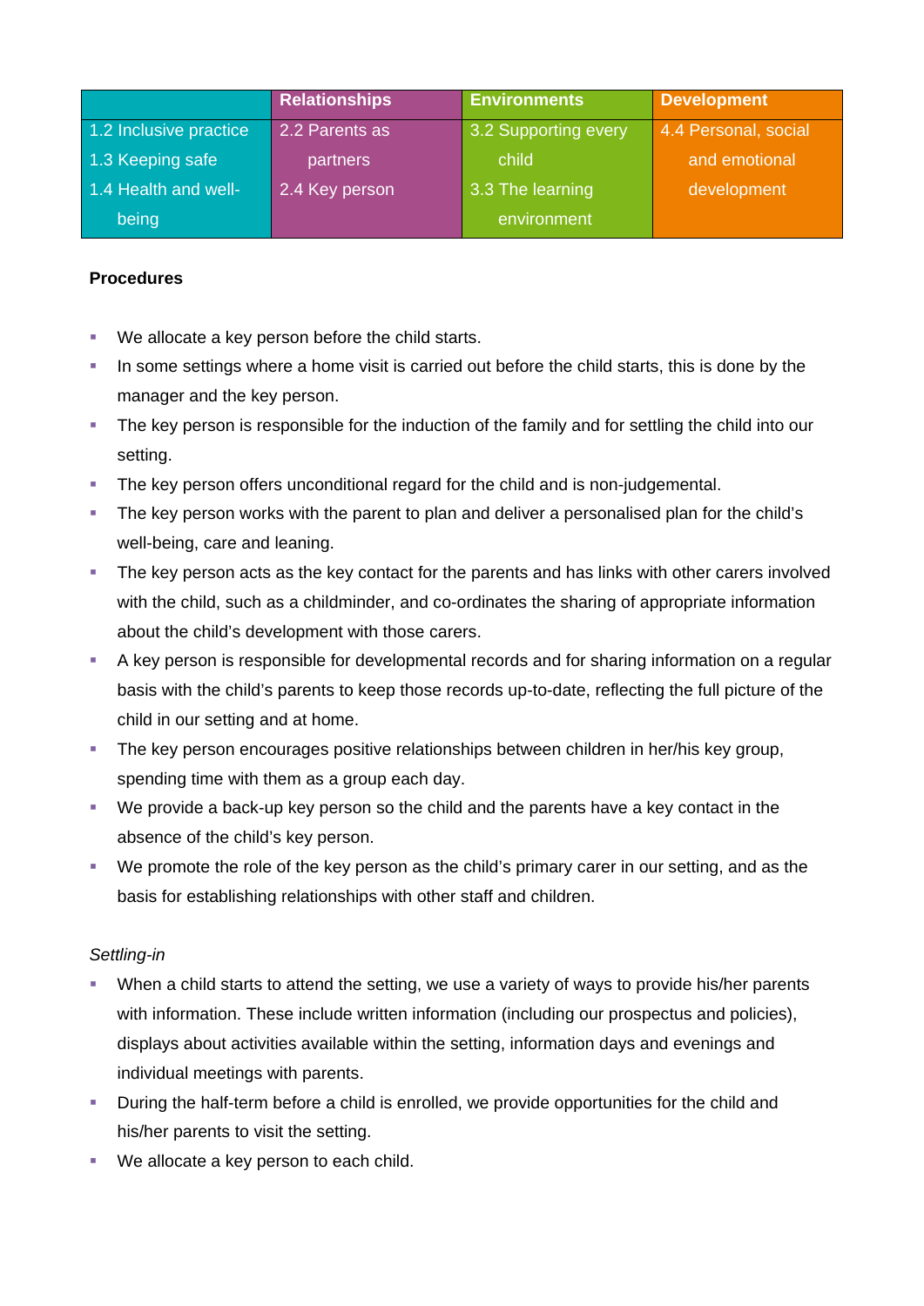| | Relationships | Environments | Development |
|---|---|---|---|
| 1.2 Inclusive practice<br>1.3 Keeping safe<br>1.4 Health and well-being | 2.2 Parents as partners<br>2.4 Key person | 3.2 Supporting every child<br>3.3 The learning environment | 4.4 Personal, social and emotional development |

**Procedures**

- We allocate a key person before the child starts.
- In some settings where a home visit is carried out before the child starts, this is done by the manager and the key person.
- The key person is responsible for the induction of the family and for settling the child into our setting.
- The key person offers unconditional regard for the child and is non-judgemental.
- The key person works with the parent to plan and deliver a personalised plan for the child's well-being, care and leaning.
- The key person acts as the key contact for the parents and has links with other carers involved with the child, such as a childminder, and co-ordinates the sharing of appropriate information about the child's development with those carers.
- A key person is responsible for developmental records and for sharing information on a regular basis with the child's parents to keep those records up-to-date, reflecting the full picture of the child in our setting and at home.
- The key person encourages positive relationships between children in her/his key group, spending time with them as a group each day.
- We provide a back-up key person so the child and the parents have a key contact in the absence of the child's key person.
- We promote the role of the key person as the child's primary carer in our setting, and as the basis for establishing relationships with other staff and children.

*Settling-in*

- When a child starts to attend the setting, we use a variety of ways to provide his/her parents with information. These include written information (including our prospectus and policies), displays about activities available within the setting, information days and evenings and individual meetings with parents.
- During the half-term before a child is enrolled, we provide opportunities for the child and his/her parents to visit the setting.
- We allocate a key person to each child.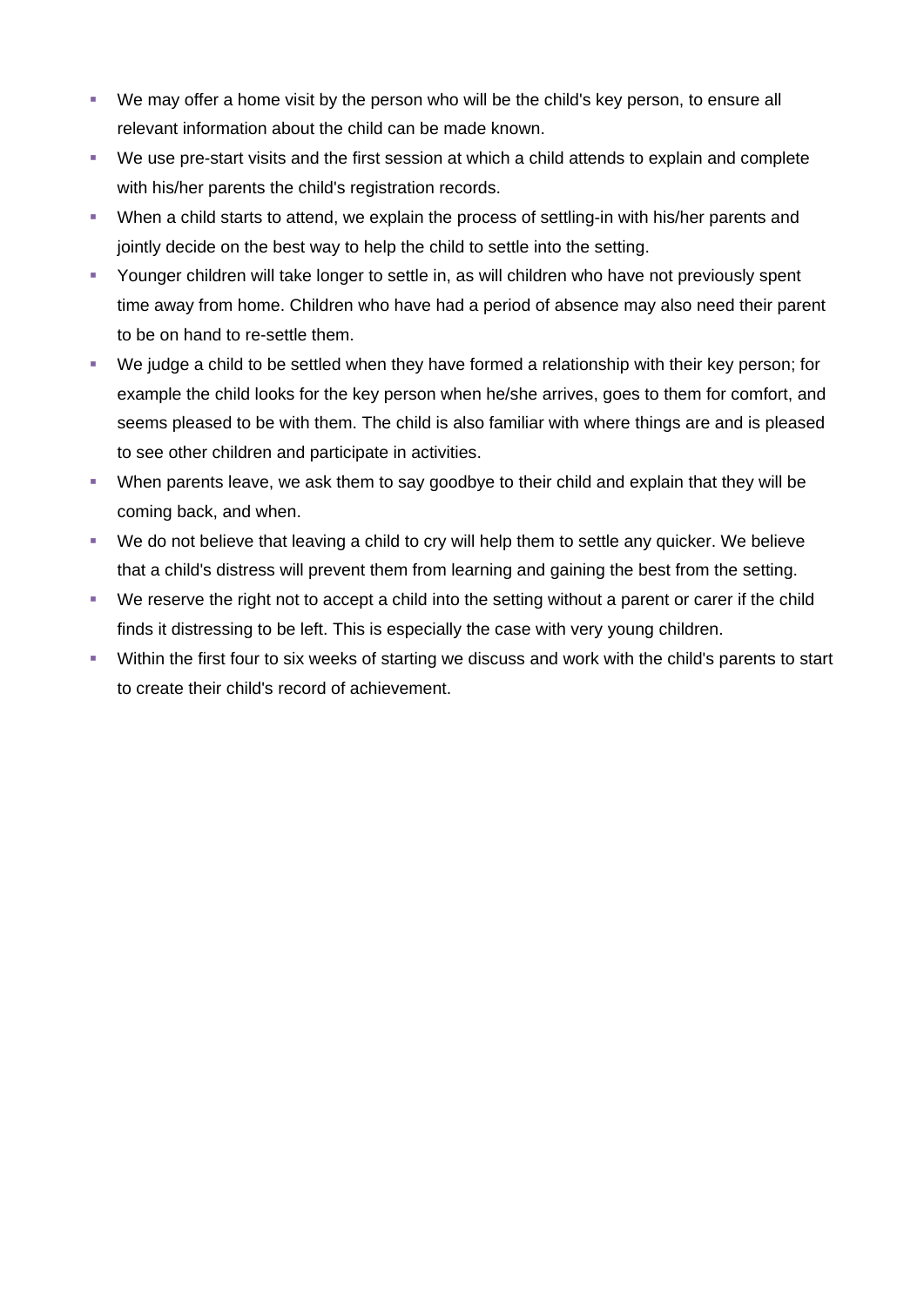- We may offer a home visit by the person who will be the child's key person, to ensure all relevant information about the child can be made known.
- We use pre-start visits and the first session at which a child attends to explain and complete with his/her parents the child's registration records.
- When a child starts to attend, we explain the process of settling-in with his/her parents and jointly decide on the best way to help the child to settle into the setting.
- Younger children will take longer to settle in, as will children who have not previously spent time away from home. Children who have had a period of absence may also need their parent to be on hand to re-settle them.
- We judge a child to be settled when they have formed a relationship with their key person; for example the child looks for the key person when he/she arrives, goes to them for comfort, and seems pleased to be with them. The child is also familiar with where things are and is pleased to see other children and participate in activities.
- When parents leave, we ask them to say goodbye to their child and explain that they will be coming back, and when.
- We do not believe that leaving a child to cry will help them to settle any quicker. We believe that a child's distress will prevent them from learning and gaining the best from the setting.
- We reserve the right not to accept a child into the setting without a parent or carer if the child finds it distressing to be left. This is especially the case with very young children.
- Within the first four to six weeks of starting we discuss and work with the child's parents to start to create their child's record of achievement.